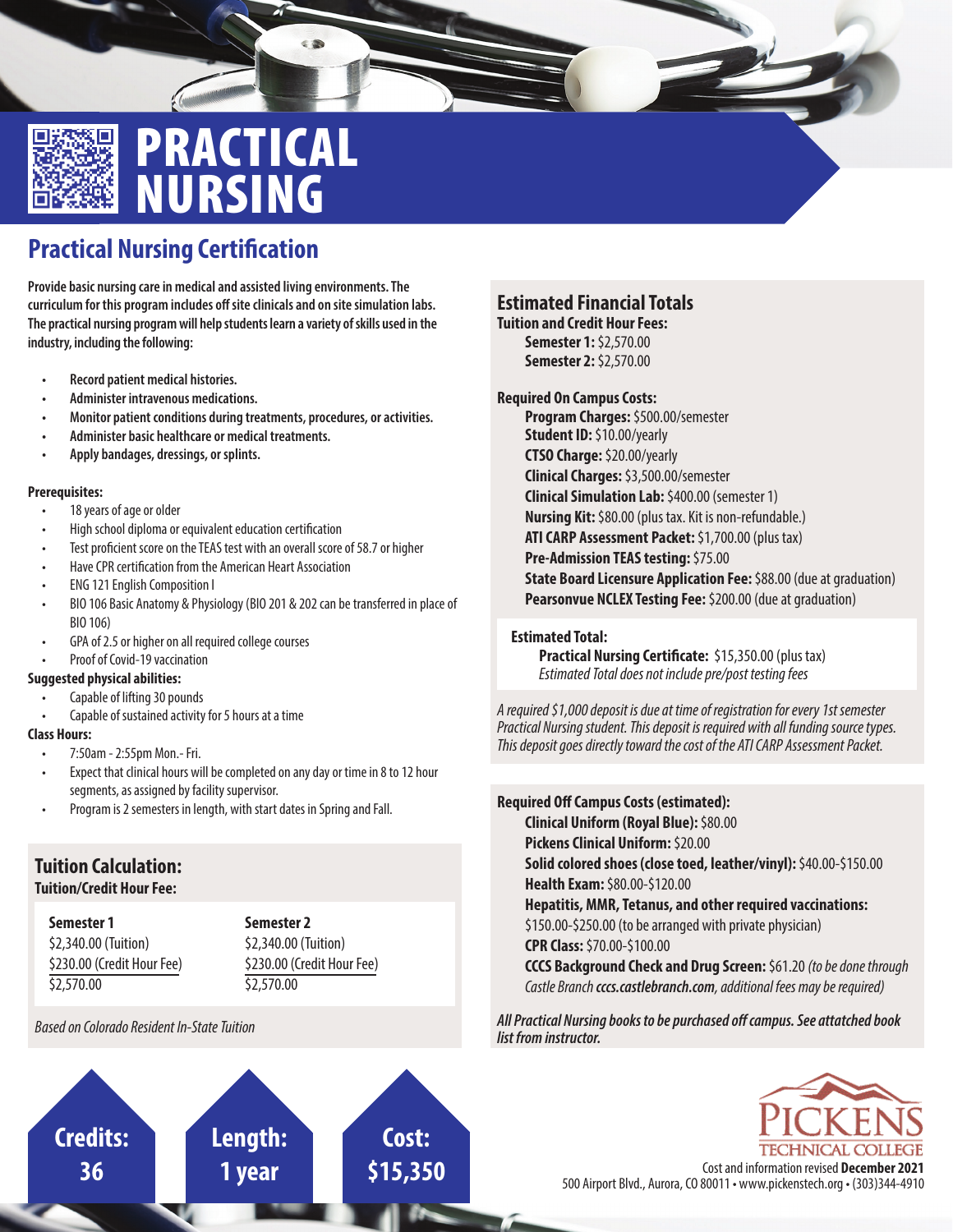# PRACTICAL NURSING

## Practical Nursing Certification

**Provide basic nursing care in medical and assisted living environments. The curriculum for this program includes off site clinicals and on site simulation labs. The practical nursing program will help students learn a variety of skills used in the industry, including the following:**

- **Record patient medical histories.**
- **Administer intravenous medications.**
- **Monitor patient conditions during treatments, procedures, or activities.**
- **Administer basic healthcare or medical treatments.**
- **Apply bandages, dressings, or splints.**

**Prerequisites:**

- 18 years of age or older
- High school diploma or equivalent education certification
- Test proficient score on the TEAS test with an overall score of 58.7 or higher
- Have CPR certification from the American Heart Association
- ENG 121 English Composition I
- BIO 106 Basic Anatomy & Physiology (BIO 201 & 202 can be transferred in place of BIO 106)
- GPA of 2.5 or higher on all required college courses
- Proof of Covid-19 vaccination

**Suggested physical abilities:**

- Capable of lifting 30 pounds
- Capable of sustained activity for 5 hours at a time

**Class Hours:**

- 7:50am - 2:55pm Mon.- Fri.
- Expect that clinical hours will be completed on any day or time in 8 to 12 hour segments, as assigned by facility supervisor.
- Program is 2 semesters in length, with start dates in Spring and Fall.

### Tuition Calculation:

**Tuition/Credit Hour Fee:**

| Semester 1 | Semester 2 |
|---|---|
| $2,340.00 (Tuition) | $2,340.00 (Tuition) |
| $230.00 (Credit Hour Fee) | $230.00 (Credit Hour Fee) |
| $2,570.00 | $2,570.00 |

*Based on Colorado Resident In-State Tuition*

### Estimated Financial Totals

**Tuition and Credit Hour Fees:**

- **Semester 1:** $2,570.00
- **Semester 2:** $2,570.00

**Required On Campus Costs:**

- **Program Charges:** $500.00/semester
- **Student ID:** $10.00/yearly
- **CTSO Charge:** $20.00/yearly
- **Clinical Charges:** $3,500.00/semester
- **Clinical Simulation Lab:** $400.00 (semester 1)
- **Nursing Kit:** $80.00 (plus tax. Kit is non-refundable.)
- **ATI CARP Assessment Packet:** $1,700.00 (plus tax)
- **Pre-Admission TEAS testing:** $75.00
- **State Board Licensure Application Fee:** $88.00 (due at graduation)
- **Pearsonvue NCLEX Testing Fee:** $200.00 (due at graduation)

**Estimated Total:**

**Practical Nursing Certificate:** $15,350.00 (plus tax)
*Estimated Total does not include pre/post testing fees*

*A required $1,000 deposit is due at time of registration for every 1st semester Practical Nursing student. This deposit is required with all funding source types. This deposit goes directly toward the cost of the ATI CARP Assessment Packet.*

**Required Off Campus Costs (estimated):**

- **Clinical Uniform (Royal Blue):** $80.00
- **Pickens Clinical Uniform:** $20.00
- **Solid colored shoes (close toed, leather/vinyl):** $40.00-$150.00
- **Health Exam:** $80.00-$120.00
- **Hepatitis, MMR, Tetanus, and other required vaccinations:** $150.00-$250.00 (to be arranged with private physician)
- **CPR Class:** $70.00-$100.00
- **CCCS Background Check and Drug Screen:** $61.20 *(to be done through Castle Branch* ***cccs.castlebranch.com****, additional fees may be required)*

***All Practical Nursing books to be purchased off campus. See attatched book list from instructor.***

**Credits: 36** | **Length: 1 year** | **Cost: $15,350**

PICKENS TECHNICAL COLLEGE

Cost and information revised **December 2021**
500 Airport Blvd., Aurora, CO 80011 • www.pickenstech.org • (303)344-4910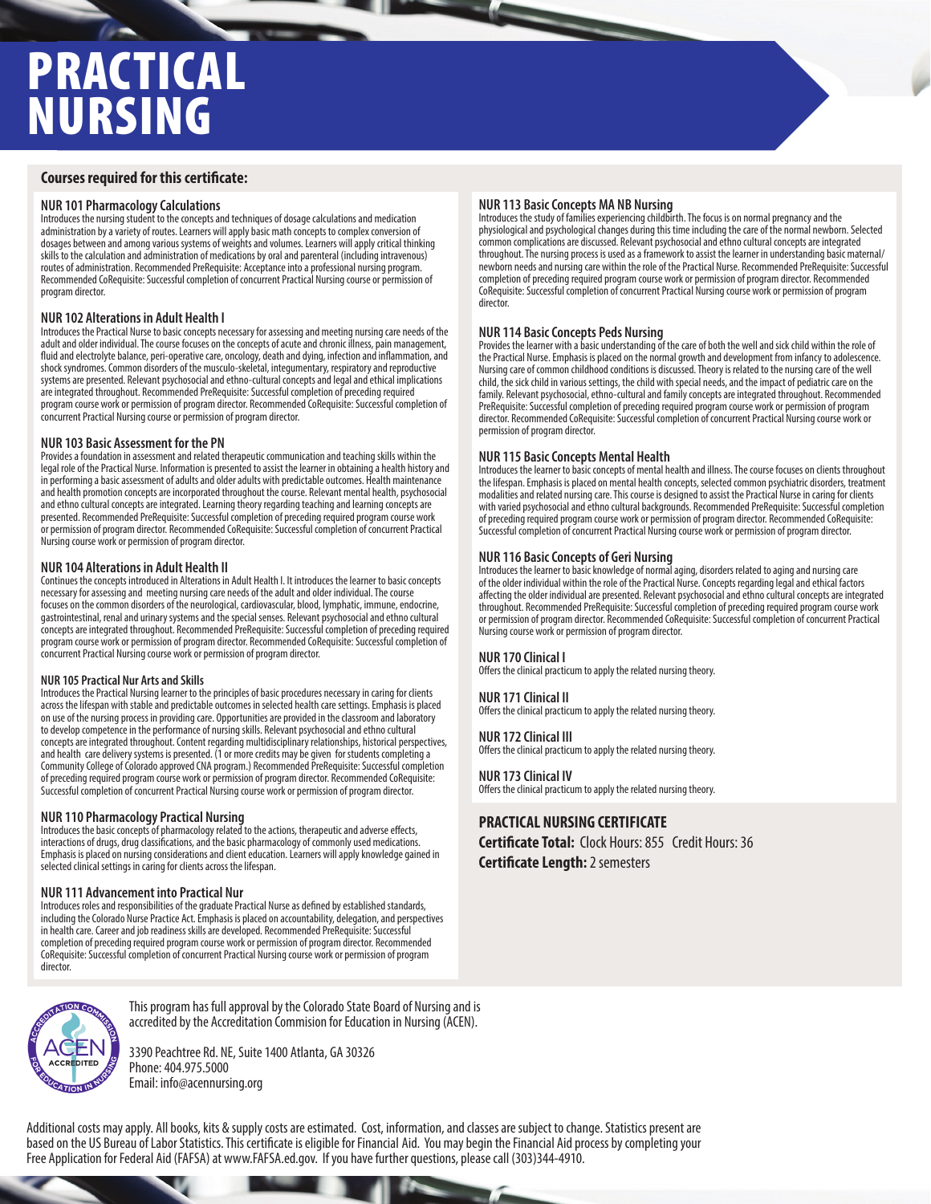# PRACTICAL NURSING

## Courses required for this certificate:

### NUR 101 Pharmacology Calculations

Introduces the nursing student to the concepts and techniques of dosage calculations and medication administration by a variety of routes. Learners will apply basic math concepts to complex conversion of dosages between and among various systems of weights and volumes. Learners will apply critical thinking skills to the calculation and administration of medications by oral and parenteral (including intravenous) routes of administration. Recommended PreRequisite: Acceptance into a professional nursing program. Recommended CoRequisite: Successful completion of concurrent Practical Nursing course or permission of program director.

### NUR 102 Alterations in Adult Health I

Introduces the Practical Nurse to basic concepts necessary for assessing and meeting nursing care needs of the adult and older individual. The course focuses on the concepts of acute and chronic illness, pain management, fluid and electrolyte balance, peri-operative care, oncology, death and dying, infection and inflammation, and shock syndromes. Common disorders of the musculo-skeletal, integumentary, respiratory and reproductive systems are presented. Relevant psychosocial and ethno-cultural concepts and legal and ethical implications are integrated throughout. Recommended PreRequisite: Successful completion of preceding required program course work or permission of program director. Recommended CoRequisite: Successful completion of concurrent Practical Nursing course or permission of program director.

### NUR 103 Basic Assessment for the PN

Provides a foundation in assessment and related therapeutic communication and teaching skills within the legal role of the Practical Nurse. Information is presented to assist the learner in obtaining a health history and in performing a basic assessment of adults and older adults with predictable outcomes. Health maintenance and health promotion concepts are incorporated throughout the course. Relevant mental health, psychosocial and ethno cultural concepts are integrated. Learning theory regarding teaching and learning concepts are presented. Recommended PreRequisite: Successful completion of preceding required program course work or permission of program director. Recommended CoRequisite: Successful completion of concurrent Practical Nursing course work or permission of program director.

### NUR 104 Alterations in Adult Health II

Continues the concepts introduced in Alterations in Adult Health I. It introduces the learner to basic concepts necessary for assessing and meeting nursing care needs of the adult and older individual. The course focuses on the common disorders of the neurological, cardiovascular, blood, lymphatic, immune, endocrine, gastrointestinal, renal and urinary systems and the special senses. Relevant psychosocial and ethno cultural concepts are integrated throughout. Recommended PreRequisite: Successful completion of preceding required program course work or permission of program director. Recommended CoRequisite: Successful completion of concurrent Practical Nursing course work or permission of program director.

### NUR 105 Practical Nur Arts and Skills

Introduces the Practical Nursing learner to the principles of basic procedures necessary in caring for clients across the lifespan with stable and predictable outcomes in selected health care settings. Emphasis is placed on use of the nursing process in providing care. Opportunities are provided in the classroom and laboratory to develop competence in the performance of nursing skills. Relevant psychosocial and ethno cultural concepts are integrated throughout. Content regarding multidisciplinary relationships, historical perspectives, and health care delivery systems is presented. (1 or more credits may be given for students completing a Community College of Colorado approved CNA program.) Recommended PreRequisite: Successful completion of preceding required program course work or permission of program director. Recommended CoRequisite: Successful completion of concurrent Practical Nursing course work or permission of program director.

### NUR 110 Pharmacology Practical Nursing

Introduces the basic concepts of pharmacology related to the actions, therapeutic and adverse effects, interactions of drugs, drug classifications, and the basic pharmacology of commonly used medications. Emphasis is placed on nursing considerations and client education. Learners will apply knowledge gained in selected clinical settings in caring for clients across the lifespan.

### NUR 111 Advancement into Practical Nur

Introduces roles and responsibilities of the graduate Practical Nurse as defined by established standards, including the Colorado Nurse Practice Act. Emphasis is placed on accountability, delegation, and perspectives in health care. Career and job readiness skills are developed. Recommended PreRequisite: Successful completion of preceding required program course work or permission of program director. Recommended CoRequisite: Successful completion of concurrent Practical Nursing course work or permission of program director.

### NUR 113 Basic Concepts MA NB Nursing

Introduces the study of families experiencing childbirth. The focus is on normal pregnancy and the physiological and psychological changes during this time including the care of the normal newborn. Selected common complications are discussed. Relevant psychosocial and ethno cultural concepts are integrated throughout. The nursing process is used as a framework to assist the learner in understanding basic maternal/newborn needs and nursing care within the role of the Practical Nurse. Recommended PreRequisite: Successful completion of preceding required program course work or permission of program director. Recommended CoRequisite: Successful completion of concurrent Practical Nursing course work or permission of program director.

### NUR 114 Basic Concepts Peds Nursing

Provides the learner with a basic understanding of the care of both the well and sick child within the role of the Practical Nurse. Emphasis is placed on the normal growth and development from infancy to adolescence. Nursing care of common childhood conditions is discussed. Theory is related to the nursing care of the well child, the sick child in various settings, the child with special needs, and the impact of pediatric care on the family. Relevant psychosocial, ethno-cultural and family concepts are integrated throughout. Recommended PreRequisite: Successful completion of preceding required program course work or permission of program director. Recommended CoRequisite: Successful completion of concurrent Practical Nursing course work or permission of program director.

### NUR 115 Basic Concepts Mental Health

Introduces the learner to basic concepts of mental health and illness. The course focuses on clients throughout the lifespan. Emphasis is placed on mental health concepts, selected common psychiatric disorders, treatment modalities and related nursing care. This course is designed to assist the Practical Nurse in caring for clients with varied psychosocial and ethno cultural backgrounds. Recommended PreRequisite: Successful completion of preceding required program course work or permission of program director. Recommended CoRequisite: Successful completion of concurrent Practical Nursing course work or permission of program director.

### NUR 116 Basic Concepts of Geri Nursing

Introduces the learner to basic knowledge of normal aging, disorders related to aging and nursing care of the older individual within the role of the Practical Nurse. Concepts regarding legal and ethical factors affecting the older individual are presented. Relevant psychosocial and ethno cultural concepts are integrated throughout. Recommended PreRequisite: Successful completion of preceding required program course work or permission of program director. Recommended CoRequisite: Successful completion of concurrent Practical Nursing course work or permission of program director.

### NUR 170 Clinical I

Offers the clinical practicum to apply the related nursing theory.

### NUR 171 Clinical II

Offers the clinical practicum to apply the related nursing theory.

### NUR 172 Clinical III

Offers the clinical practicum to apply the related nursing theory.

### NUR 173 Clinical IV

Offers the clinical practicum to apply the related nursing theory.

## PRACTICAL NURSING CERTIFICATE

**Certificate Total:** Clock Hours: 855 Credit Hours: 36

**Certificate Length:** 2 semesters

This program has full approval by the Colorado State Board of Nursing and is accredited by the Accreditation Commision for Education in Nursing (ACEN).

3390 Peachtree Rd. NE, Suite 1400 Atlanta, GA 30326
Phone: 404.975.5000
Email: info@acennursing.org

Additional costs may apply. All books, kits & supply costs are estimated. Cost, information, and classes are subject to change. Statistics present are based on the US Bureau of Labor Statistics. This certificate is eligible for Financial Aid. You may begin the Financial Aid process by completing your Free Application for Federal Aid (FAFSA) at www.FAFSA.ed.gov. If you have further questions, please call (303)344-4910.